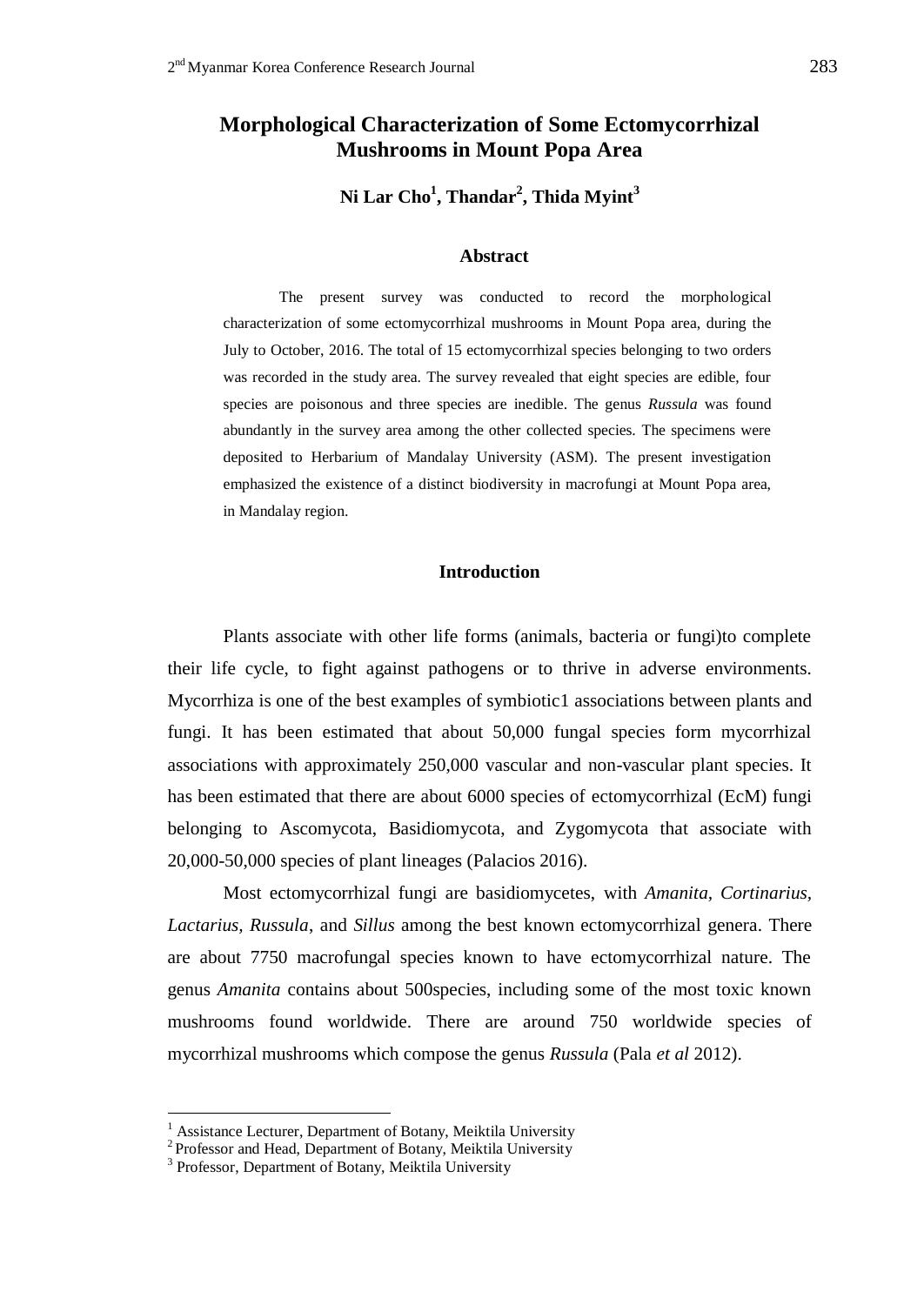# Morphological Characterization of Some Ectomycorrhizal Mushrooms in Mount Popa Area

**Ni Lar Cho[1], Thandar[2], Thida Myint[3]**

## Abstract

The present survey was conducted to record the morphological characterization of some ectomycorrhizal mushrooms in Mount Popa area, during the July to October, 2016. The total of 15 ectomycorrhizal species belonging to two orders was recorded in the study area. The survey revealed that eight species are edible, four species are poisonous and three species are inedible. The genus *Russula* was found abundantly in the survey area among the other collected species. The specimens were deposited to Herbarium of Mandalay University (ASM). The present investigation emphasized the existence of a distinct biodiversity in macrofungi at Mount Popa area, in Mandalay region.

## Introduction

Plants associate with other life forms (animals, bacteria or fungi)to complete their life cycle, to fight against pathogens or to thrive in adverse environments. Mycorrhiza is one of the best examples of symbiotic1 associations between plants and fungi. It has been estimated that about 50,000 fungal species form mycorrhizal associations with approximately 250,000 vascular and non-vascular plant species. It has been estimated that there are about 6000 species of ectomycorrhizal (EcM) fungi belonging to Ascomycota, Basidiomycota, and Zygomycota that associate with 20,000-50,000 species of plant lineages (Palacios 2016).

Most ectomycorrhizal fungi are basidiomycetes, with *Amanita*, *Cortinarius*, *Lactarius, Russula*, and *Sillus* among the best known ectomycorrhizal genera. There are about 7750 macrofungal species known to have ectomycorrhizal nature. The genus *Amanita* contains about 500species, including some of the most toxic known mushrooms found worldwide. There are around 750 worldwide species of mycorrhizal mushrooms which compose the genus *Russula* (Pala *et al* 2012).

[1] Assistance Lecturer, Department of Botany, Meiktila University
[2] Professor and Head, Department of Botany, Meiktila University
[3] Professor, Department of Botany, Meiktila University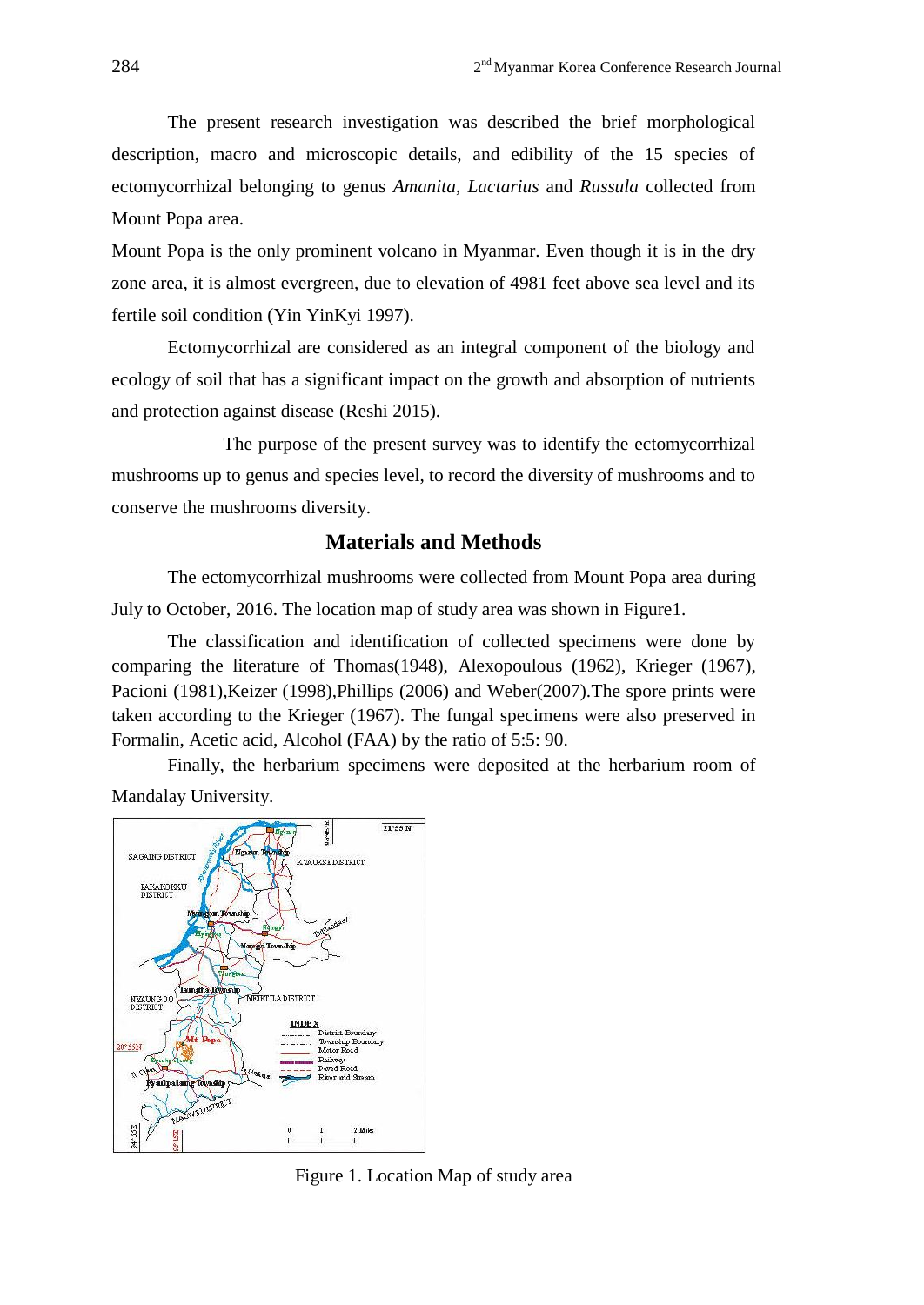The present research investigation was described the brief morphological description, macro and microscopic details, and edibility of the 15 species of ectomycorrhizal belonging to genus *Amanita*, *Lactarius* and *Russula* collected from Mount Popa area.

Mount Popa is the only prominent volcano in Myanmar. Even though it is in the dry zone area, it is almost evergreen, due to elevation of 4981 feet above sea level and its fertile soil condition (Yin YinKyi 1997).

Ectomycorrhizal are considered as an integral component of the biology and ecology of soil that has a significant impact on the growth and absorption of nutrients and protection against disease (Reshi 2015).

The purpose of the present survey was to identify the ectomycorrhizal mushrooms up to genus and species level, to record the diversity of mushrooms and to conserve the mushrooms diversity.

## Materials and Methods

The ectomycorrhizal mushrooms were collected from Mount Popa area during July to October, 2016. The location map of study area was shown in Figure1.

The classification and identification of collected specimens were done by comparing the literature of Thomas(1948), Alexopoulous (1962), Krieger (1967), Pacioni (1981),Keizer (1998),Phillips (2006) and Weber(2007).The spore prints were taken according to the Krieger (1967). The fungal specimens were also preserved in Formalin, Acetic acid, Alcohol (FAA) by the ratio of 5:5: 90.

Finally, the herbarium specimens were deposited at the herbarium room of Mandalay University.

Figure 1. Location Map of study area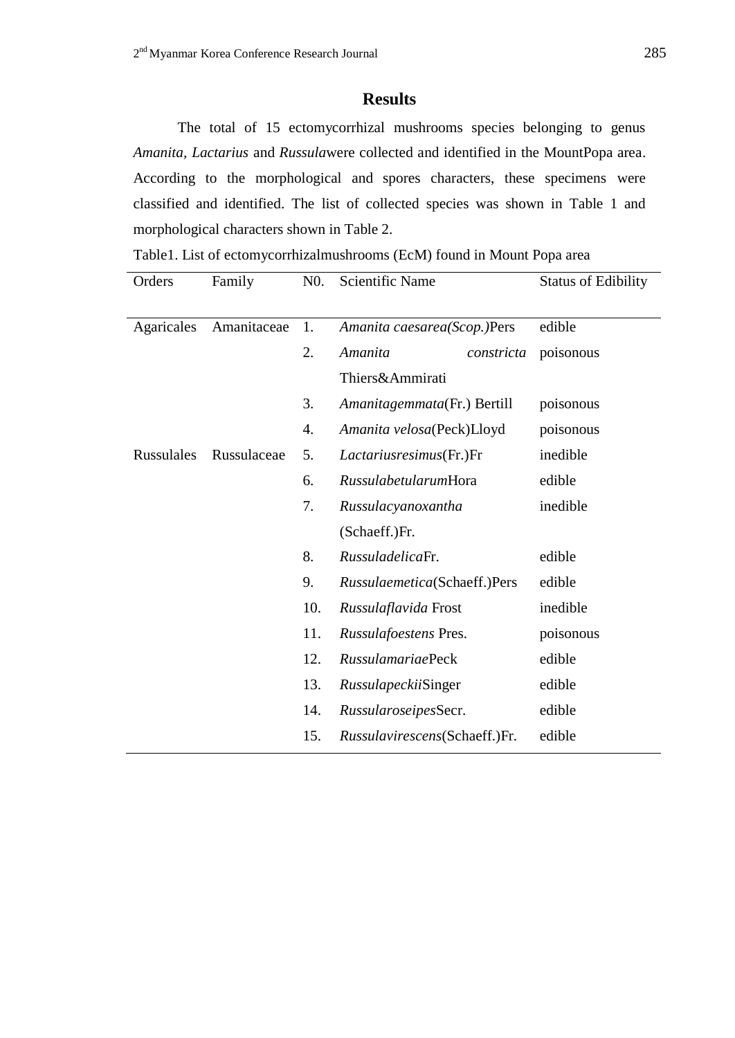## Results

The total of 15 ectomycorrhizal mushrooms species belonging to genus *Amanita*, *Lactarius* and *Russula*were collected and identified in the MountPopa area. According to the morphological and spores characters, these specimens were classified and identified. The list of collected species was shown in Table 1 and morphological characters shown in Table 2.

Table1. List of ectomycorrhizalmushrooms (EcM) found in Mount Popa area

| Orders | Family | N0. | Scientific Name | Status of Edibility |
|---|---|---|---|---|
| Agaricales | Amanitaceae | 1. | *Amanita caesarea(Scop.)*Pers | edible |
| | | 2. | *Amanita constricta* Thiers&Ammirati | poisonous |
| | | 3. | *Amanitagemmata*(Fr.) Bertill | poisonous |
| | | 4. | *Amanita velosa*(Peck)Lloyd | poisonous |
| Russulales | Russulaceae | 5. | *Lactariusresimus*(Fr.)Fr | inedible |
| | | 6. | *Russulabetularum*Hora | edible |
| | | 7. | *Russulacyanoxantha* (Schaeff.)Fr. | inedible |
| | | 8. | *Russuladelica*Fr. | edible |
| | | 9. | *Russulaemetica*(Schaeff.)Pers | edible |
| | | 10. | *Russulaflavida* Frost | inedible |
| | | 11. | *Russulafoestens* Pres. | poisonous |
| | | 12. | *Russulamariae*Peck | edible |
| | | 13. | *Russulapeckii*Singer | edible |
| | | 14. | *Russularoseipes*Secr. | edible |
| | | 15. | *Russulavirescens*(Schaeff.)Fr. | edible |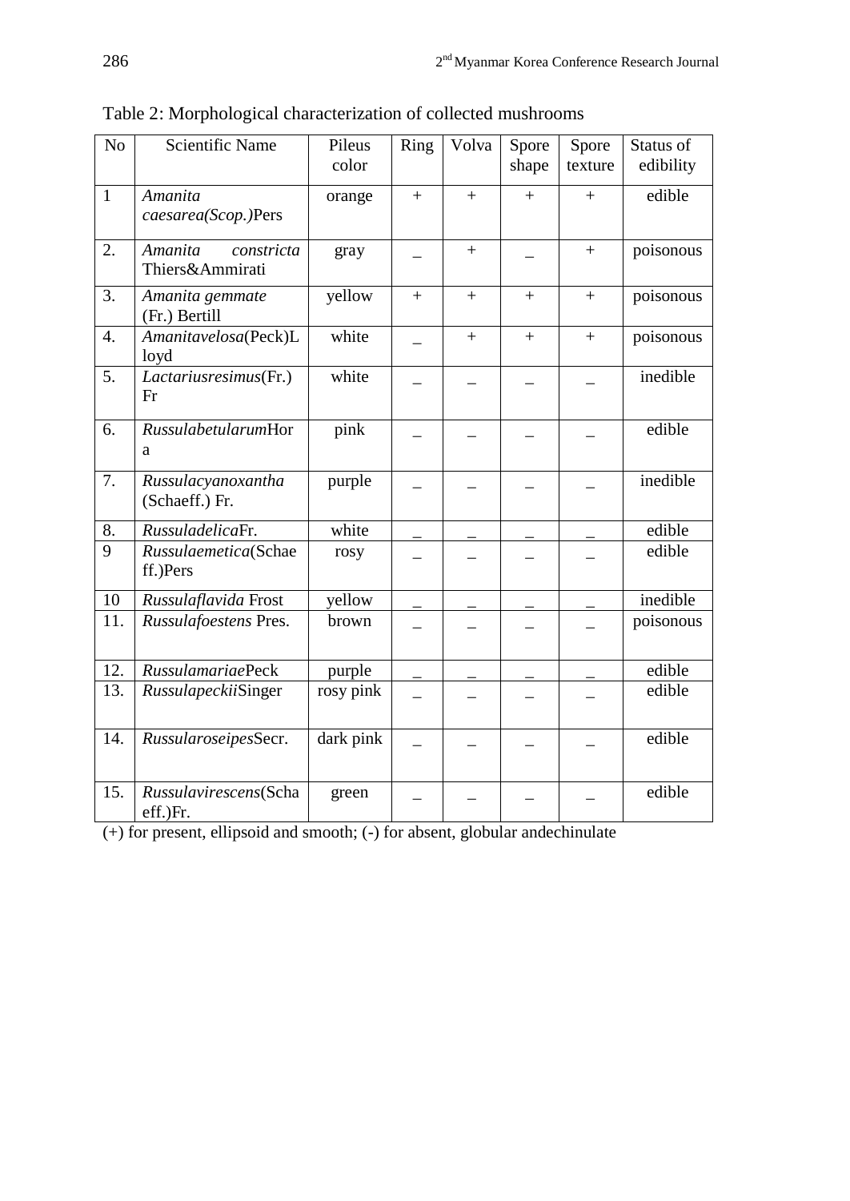Table 2: Morphological characterization of collected mushrooms

| No | Scientific Name | Pileus color | Ring | Volva | Spore shape | Spore texture | Status of edibility |
|---|---|---|---|---|---|---|---|
| 1 | *Amanita caesarea(Scop.)*Pers | orange | + | + | + | + | edible |
| 2. | *Amanita constricta* Thiers&Ammirati | gray | _ | + | _ | + | poisonous |
| 3. | *Amanita gemmate* (Fr.) Bertill | yellow | + | + | + | + | poisonous |
| 4. | *Amanitavelosa*(Peck)Lloyd | white | _ | + | + | + | poisonous |
| 5. | *Lactariusresimus*(Fr.) Fr | white | _ | _ | _ | _ | inedible |
| 6. | *Russulabetularum*Hora | pink | _ | _ | _ | _ | edible |
| 7. | *Russulacyanoxantha* (Schaeff.) Fr. | purple | _ | _ | _ | _ | inedible |
| 8. | *Russuladelica*Fr. | white | _ | _ | _ | _ | edible |
| 9 | *Russulaemetica*(Schaeff.)Pers | rosy | _ | _ | _ | _ | edible |
| 10 | *Russulaflavida* Frost | yellow | _ | _ | _ | _ | inedible |
| 11. | *Russulafoestens* Pres. | brown | _ | _ | _ | _ | poisonous |
| 12. | *Russulamariae*Peck | purple | _ | _ | _ | _ | edible |
| 13. | *Russulapeckii*Singer | rosy pink | _ | _ | _ | _ | edible |
| 14. | *Russularoseipes*Secr. | dark pink | _ | _ | _ | _ | edible |
| 15. | *Russulavirescens*(Schaeff.)Fr. | green | _ | _ | _ | _ | edible |

(+) for present, ellipsoid and smooth; (-) for absent, globular andechinulate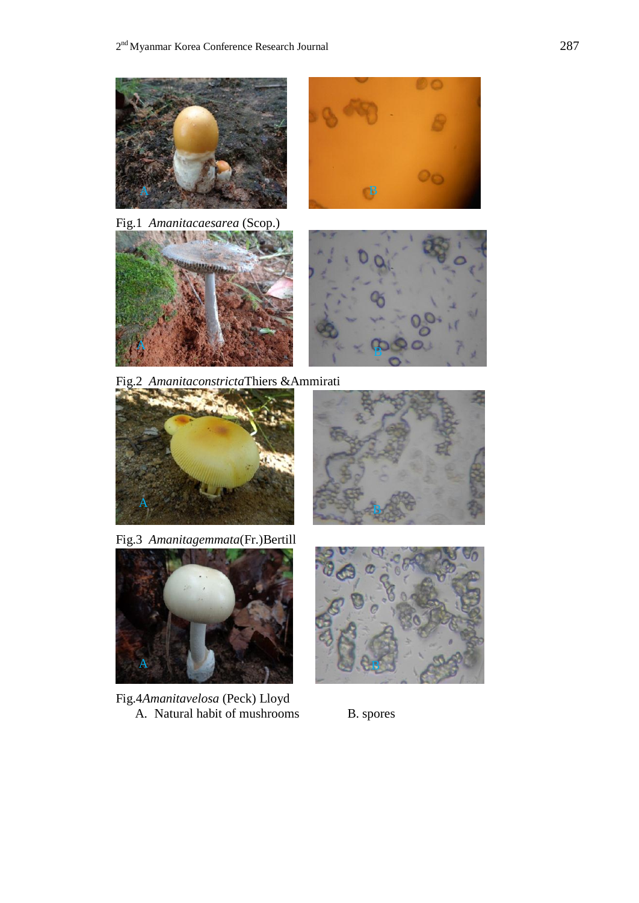Fig.1 *Amanitacaesarea* (Scop.)

Fig.2 *Amanitaconstricta*Thiers &Ammirati

Fig.3 *Amanitagemmata*(Fr.)Bertill

Fig.4*Amanitavelosa* (Peck) Lloyd

A. Natural habit of mushrooms B. spores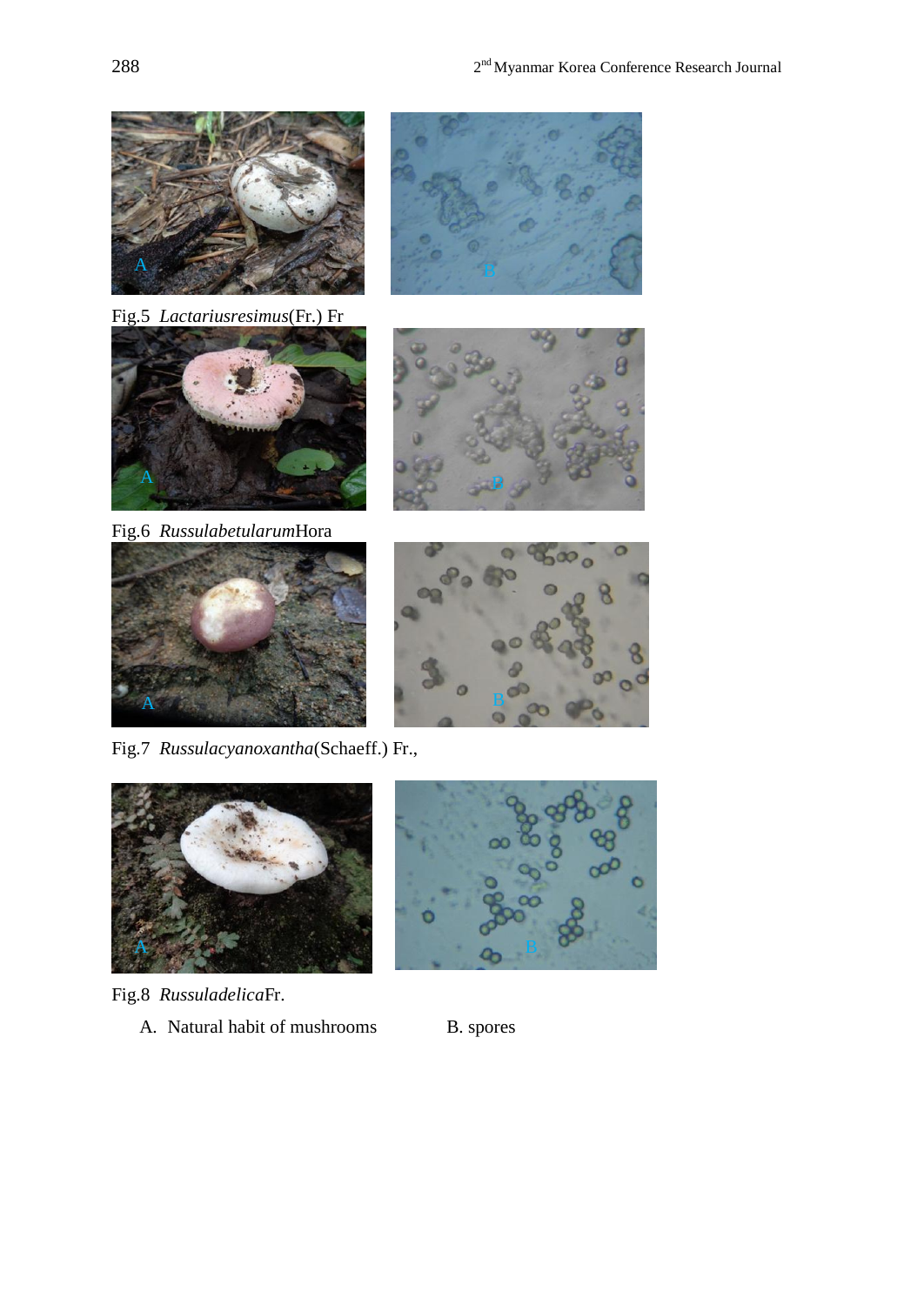Fig.5 *Lactariusresimus*(Fr.) Fr

Fig.6 *Russulabetularum*Hora

Fig.7 *Russulacyanoxantha*(Schaeff.) Fr.,

Fig.8 *Russuladelica*Fr.

A. Natural habit of mushrooms B. spores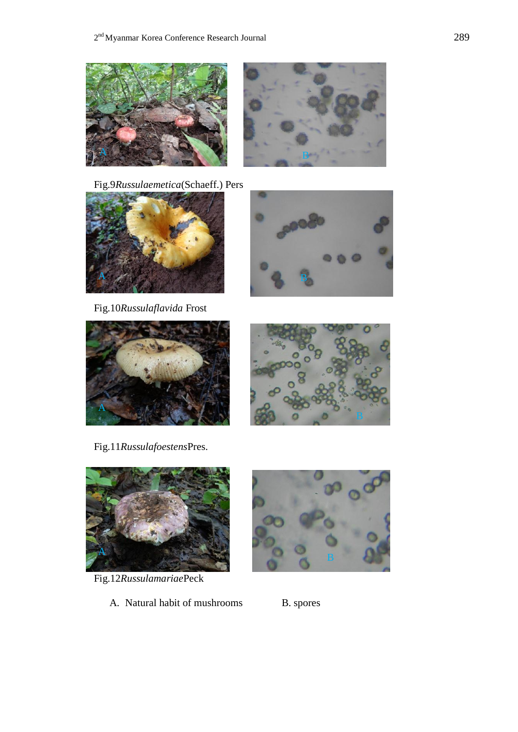Fig.9*Russulaemetica*(Schaeff.) Pers

Fig.10*Russulaflavida* Frost

Fig.11*Russulafoestens*Pres.

Fig.12*Russulamariae*Peck

A. Natural habit of mushrooms B. spores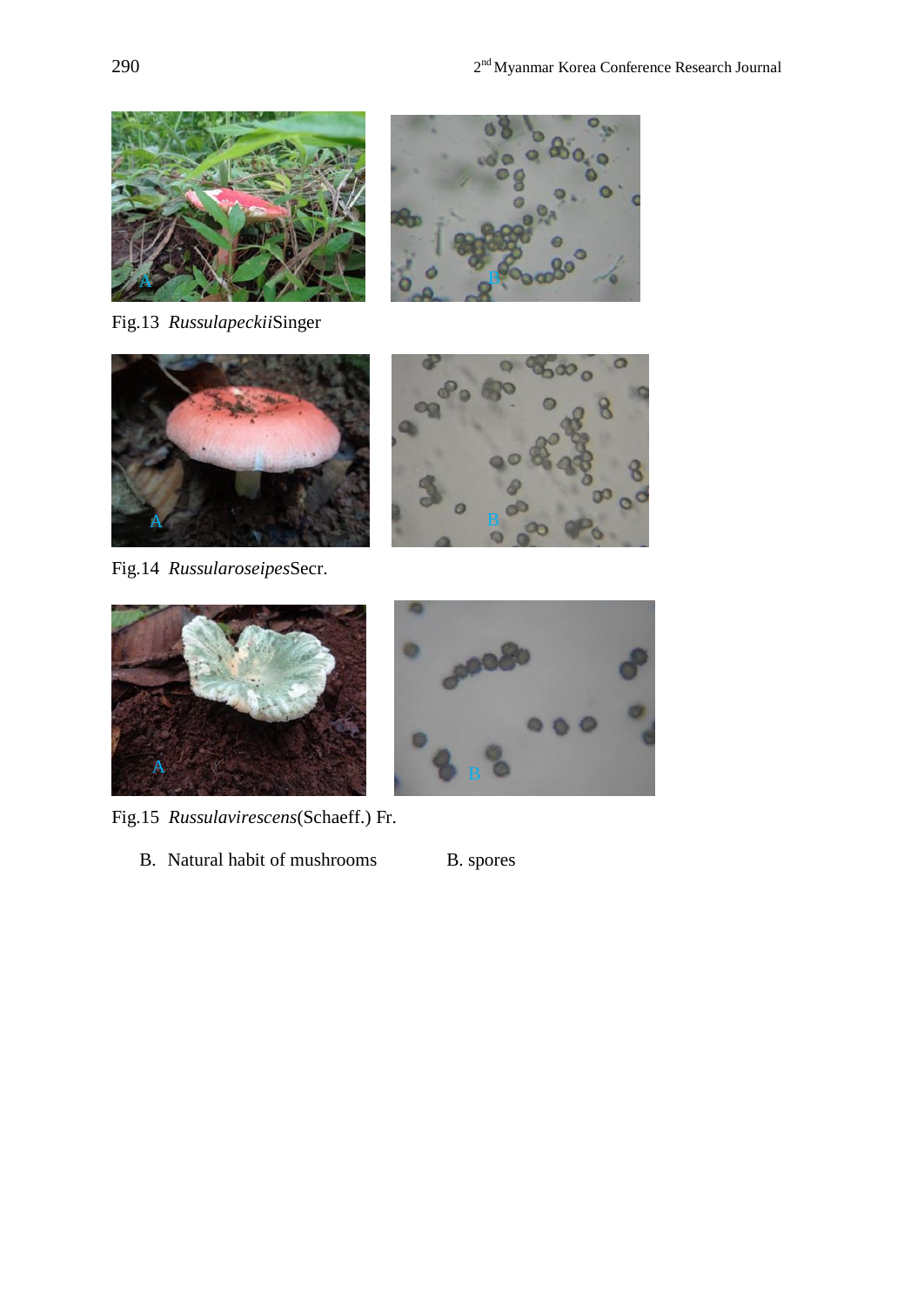Fig.13 *Russulapeckii*Singer

Fig.14 *Russularoseipes*Secr.

Fig.15 *Russulavirescens*(Schaeff.) Fr.

B. Natural habit of mushrooms B. spores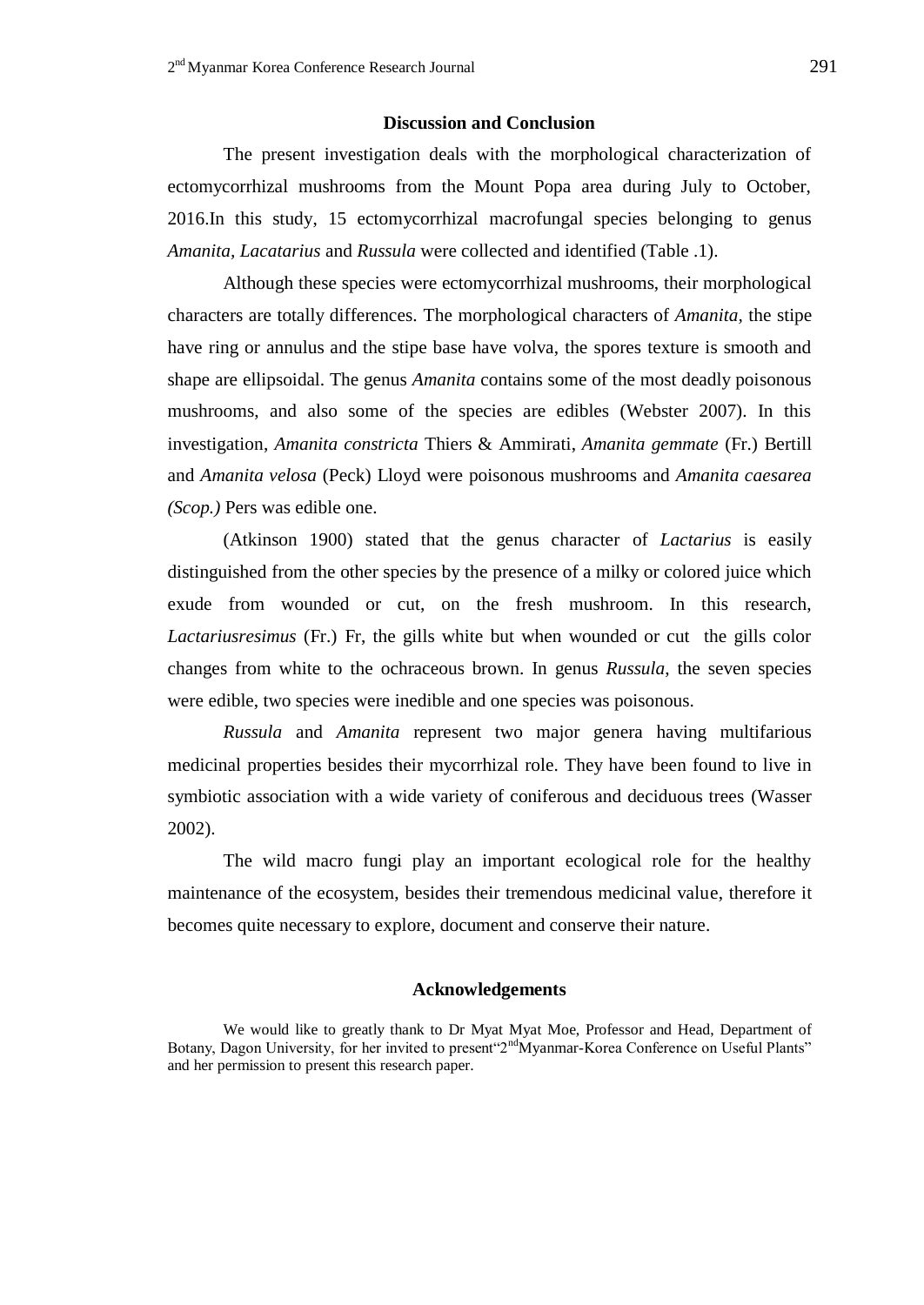## Discussion and Conclusion

The present investigation deals with the morphological characterization of ectomycorrhizal mushrooms from the Mount Popa area during July to October, 2016.In this study, 15 ectomycorrhizal macrofungal species belonging to genus *Amanita, Lacatarius* and *Russula* were collected and identified (Table .1).

Although these species were ectomycorrhizal mushrooms, their morphological characters are totally differences. The morphological characters of *Amanita*, the stipe have ring or annulus and the stipe base have volva, the spores texture is smooth and shape are ellipsoidal. The genus *Amanita* contains some of the most deadly poisonous mushrooms, and also some of the species are edibles (Webster 2007). In this investigation, *Amanita constricta* Thiers & Ammirati, *Amanita gemmate* (Fr.) Bertill and *Amanita velosa* (Peck) Lloyd were poisonous mushrooms and *Amanita caesarea (Scop.)* Pers was edible one.

(Atkinson 1900) stated that the genus character of *Lactarius* is easily distinguished from the other species by the presence of a milky or colored juice which exude from wounded or cut, on the fresh mushroom. In this research, *Lactariusresimus* (Fr.) Fr, the gills white but when wounded or cut the gills color changes from white to the ochraceous brown. In genus *Russula*, the seven species were edible, two species were inedible and one species was poisonous.

*Russula* and *Amanita* represent two major genera having multifarious medicinal properties besides their mycorrhizal role. They have been found to live in symbiotic association with a wide variety of coniferous and deciduous trees (Wasser 2002).

The wild macro fungi play an important ecological role for the healthy maintenance of the ecosystem, besides their tremendous medicinal value, therefore it becomes quite necessary to explore, document and conserve their nature.

## Acknowledgements

We would like to greatly thank to Dr Myat Myat Moe, Professor and Head, Department of Botany, Dagon University, for her invited to present"2ndMyanmar-Korea Conference on Useful Plants" and her permission to present this research paper.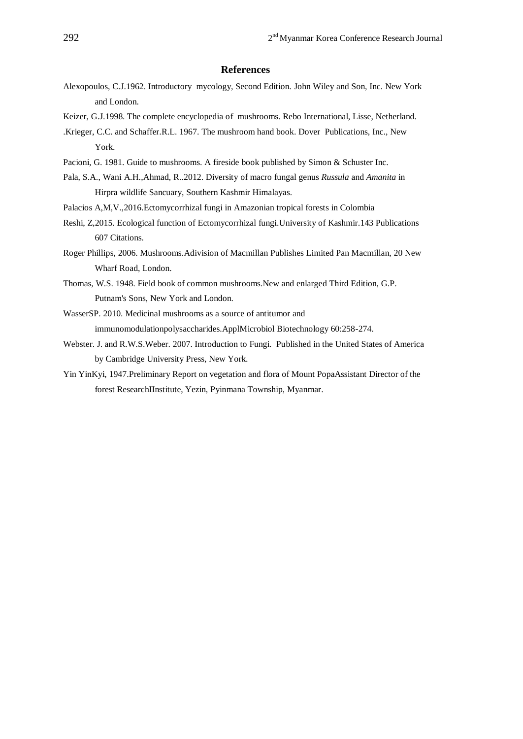## References

Alexopoulos, C.J.1962. Introductory mycology, Second Edition. John Wiley and Son, Inc. New York and London.

Keizer, G.J.1998. The complete encyclopedia of mushrooms. Rebo International, Lisse, Netherland.

.Krieger, C.C. and Schaffer.R.L. 1967. The mushroom hand book. Dover Publications, Inc., New York.

Pacioni, G. 1981. Guide to mushrooms. A fireside book published by Simon & Schuster Inc.

Pala, S.A., Wani A.H.,Ahmad, R..2012. Diversity of macro fungal genus *Russula* and *Amanita* in Hirpra wildlife Sancuary, Southern Kashmir Himalayas.

Palacios A,M,V.,2016.Ectomycorrhizal fungi in Amazonian tropical forests in Colombia

Reshi, Z,2015. Ecological function of Ectomycorrhizal fungi.University of Kashmir.143 Publications 607 Citations.

Roger Phillips, 2006. Mushrooms.Adivision of Macmillan Publishes Limited Pan Macmillan, 20 New Wharf Road, London.

Thomas, W.S. 1948. Field book of common mushrooms.New and enlarged Third Edition, G.P. Putnam's Sons, New York and London.

WasserSP. 2010. Medicinal mushrooms as a source of antitumor and immunomodulationpolysaccharides.ApplMicrobiol Biotechnology 60:258-274.

Webster. J. and R.W.S.Weber. 2007. Introduction to Fungi. Published in the United States of America by Cambridge University Press, New York.

Yin YinKyi, 1947.Preliminary Report on vegetation and flora of Mount PopaAssistant Director of the forest ResearchIInstitute, Yezin, Pyinmana Township, Myanmar.